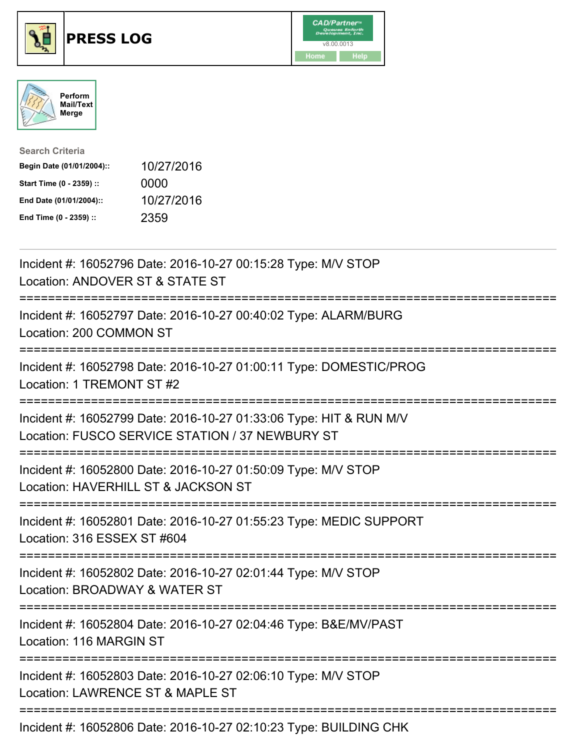# PRESS LOG

CAD/Partner
v8.00.0013
Home Help

Perform Mail/Text Merge

**Search Criteria**

| | |
|---|---|
| Begin Date (01/01/2004):: | 10/27/2016 |
| Start Time (0 - 2359) :: | 0000 |
| End Date (01/01/2004):: | 10/27/2016 |
| End Time (0 - 2359) :: | 2359 |

Incident #: 16052796 Date: 2016-10-27 00:15:28 Type: M/V STOP
Location: ANDOVER ST & STATE ST

===========================================================================

Incident #: 16052797 Date: 2016-10-27 00:40:02 Type: ALARM/BURG
Location: 200 COMMON ST

===========================================================================

Incident #: 16052798 Date: 2016-10-27 01:00:11 Type: DOMESTIC/PROG
Location: 1 TREMONT ST #2

===========================================================================

Incident #: 16052799 Date: 2016-10-27 01:33:06 Type: HIT & RUN M/V
Location: FUSCO SERVICE STATION / 37 NEWBURY ST

===========================================================================

Incident #: 16052800 Date: 2016-10-27 01:50:09 Type: M/V STOP
Location: HAVERHILL ST & JACKSON ST

===========================================================================

Incident #: 16052801 Date: 2016-10-27 01:55:23 Type: MEDIC SUPPORT
Location: 316 ESSEX ST #604

===========================================================================

Incident #: 16052802 Date: 2016-10-27 02:01:44 Type: M/V STOP
Location: BROADWAY & WATER ST

===========================================================================

Incident #: 16052804 Date: 2016-10-27 02:04:46 Type: B&E/MV/PAST
Location: 116 MARGIN ST

===========================================================================

Incident #: 16052803 Date: 2016-10-27 02:06:10 Type: M/V STOP
Location: LAWRENCE ST & MAPLE ST

===========================================================================

Incident #: 16052806 Date: 2016-10-27 02:10:23 Type: BUILDING CHK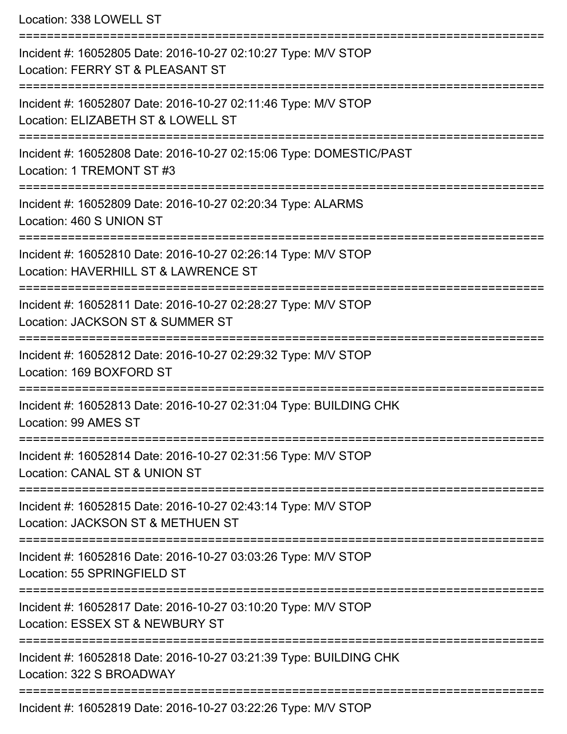Location: 338 LOWELL ST

===========================================================================

Incident #: 16052805 Date: 2016-10-27 02:10:27 Type: M/V STOP

Location: FERRY ST & PLEASANT ST

===========================================================================

Incident #: 16052807 Date: 2016-10-27 02:11:46 Type: M/V STOP

Location: ELIZABETH ST & LOWELL ST

===========================================================================

Incident #: 16052808 Date: 2016-10-27 02:15:06 Type: DOMESTIC/PAST

Location: 1 TREMONT ST #3

===========================================================================

Incident #: 16052809 Date: 2016-10-27 02:20:34 Type: ALARMS

Location: 460 S UNION ST

===========================================================================

Incident #: 16052810 Date: 2016-10-27 02:26:14 Type: M/V STOP

Location: HAVERHILL ST & LAWRENCE ST

===========================================================================

Incident #: 16052811 Date: 2016-10-27 02:28:27 Type: M/V STOP

Location: JACKSON ST & SUMMER ST

===========================================================================

Incident #: 16052812 Date: 2016-10-27 02:29:32 Type: M/V STOP

Location: 169 BOXFORD ST

===========================================================================

Incident #: 16052813 Date: 2016-10-27 02:31:04 Type: BUILDING CHK

Location: 99 AMES ST

===========================================================================

Incident #: 16052814 Date: 2016-10-27 02:31:56 Type: M/V STOP

Location: CANAL ST & UNION ST

===========================================================================

Incident #: 16052815 Date: 2016-10-27 02:43:14 Type: M/V STOP

Location: JACKSON ST & METHUEN ST

===========================================================================

Incident #: 16052816 Date: 2016-10-27 03:03:26 Type: M/V STOP

Location: 55 SPRINGFIELD ST

===========================================================================

Incident #: 16052817 Date: 2016-10-27 03:10:20 Type: M/V STOP

Location: ESSEX ST & NEWBURY ST

===========================================================================

Incident #: 16052818 Date: 2016-10-27 03:21:39 Type: BUILDING CHK

Location: 322 S BROADWAY

===========================================================================

Incident #: 16052819 Date: 2016-10-27 03:22:26 Type: M/V STOP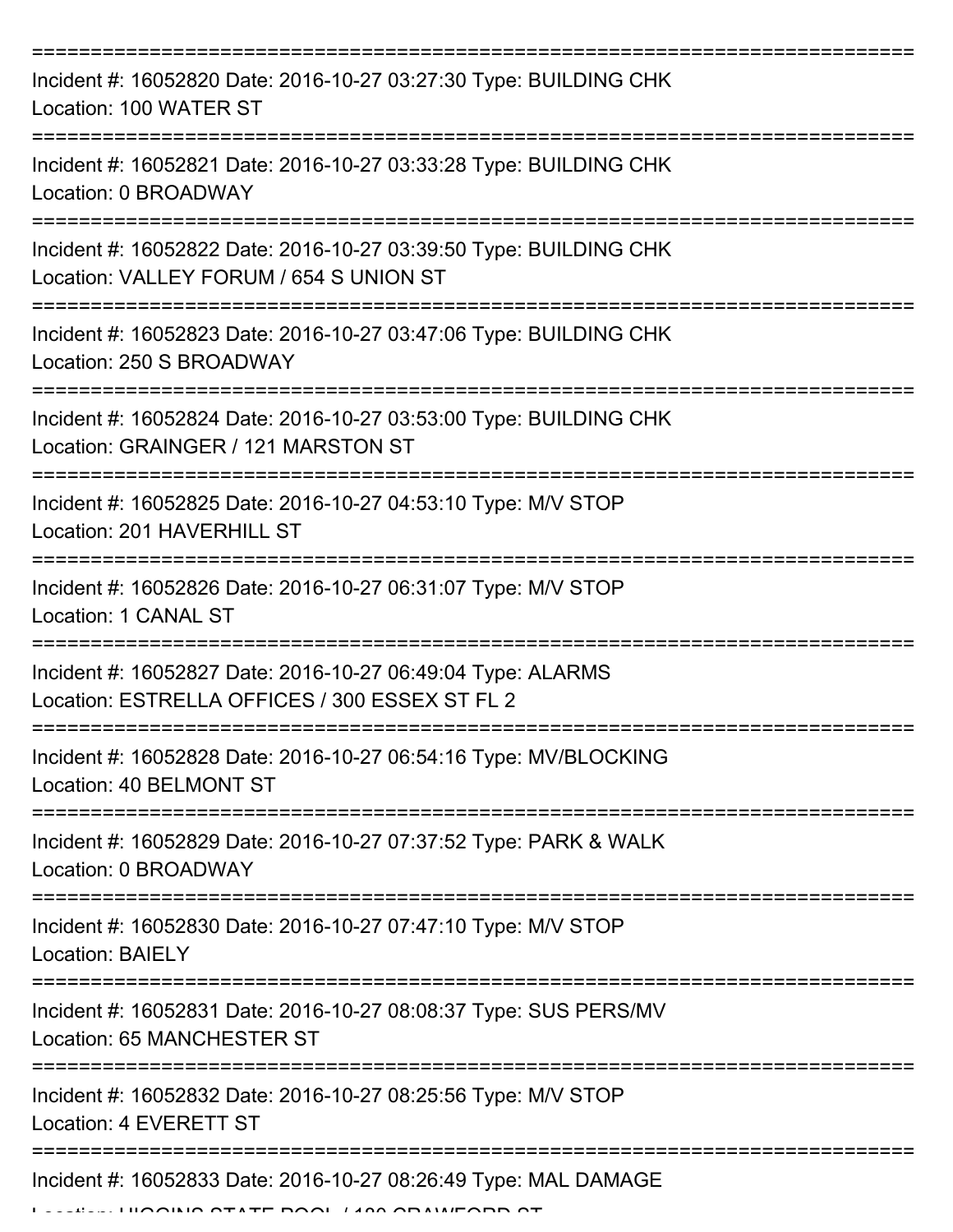===========================================================================

Incident #: 16052820 Date: 2016-10-27 03:27:30 Type: BUILDING CHK
Location: 100 WATER ST

===========================================================================

Incident #: 16052821 Date: 2016-10-27 03:33:28 Type: BUILDING CHK
Location: 0 BROADWAY

===========================================================================

Incident #: 16052822 Date: 2016-10-27 03:39:50 Type: BUILDING CHK
Location: VALLEY FORUM / 654 S UNION ST

===========================================================================

Incident #: 16052823 Date: 2016-10-27 03:47:06 Type: BUILDING CHK
Location: 250 S BROADWAY

===========================================================================

Incident #: 16052824 Date: 2016-10-27 03:53:00 Type: BUILDING CHK
Location: GRAINGER / 121 MARSTON ST

===========================================================================

Incident #: 16052825 Date: 2016-10-27 04:53:10 Type: M/V STOP
Location: 201 HAVERHILL ST

===========================================================================

Incident #: 16052826 Date: 2016-10-27 06:31:07 Type: M/V STOP
Location: 1 CANAL ST

===========================================================================

Incident #: 16052827 Date: 2016-10-27 06:49:04 Type: ALARMS
Location: ESTRELLA OFFICES / 300 ESSEX ST FL 2

===========================================================================

Incident #: 16052828 Date: 2016-10-27 06:54:16 Type: MV/BLOCKING
Location: 40 BELMONT ST

===========================================================================

Incident #: 16052829 Date: 2016-10-27 07:37:52 Type: PARK & WALK
Location: 0 BROADWAY

===========================================================================

Incident #: 16052830 Date: 2016-10-27 07:47:10 Type: M/V STOP
Location: BAIELY

===========================================================================

Incident #: 16052831 Date: 2016-10-27 08:08:37 Type: SUS PERS/MV
Location: 65 MANCHESTER ST

===========================================================================

Incident #: 16052832 Date: 2016-10-27 08:25:56 Type: M/V STOP
Location: 4 EVERETT ST

===========================================================================

Incident #: 16052833 Date: 2016-10-27 08:26:49 Type: MAL DAMAGE
Location: HIGGINS STATE POOL / 180 CRAWFORD ST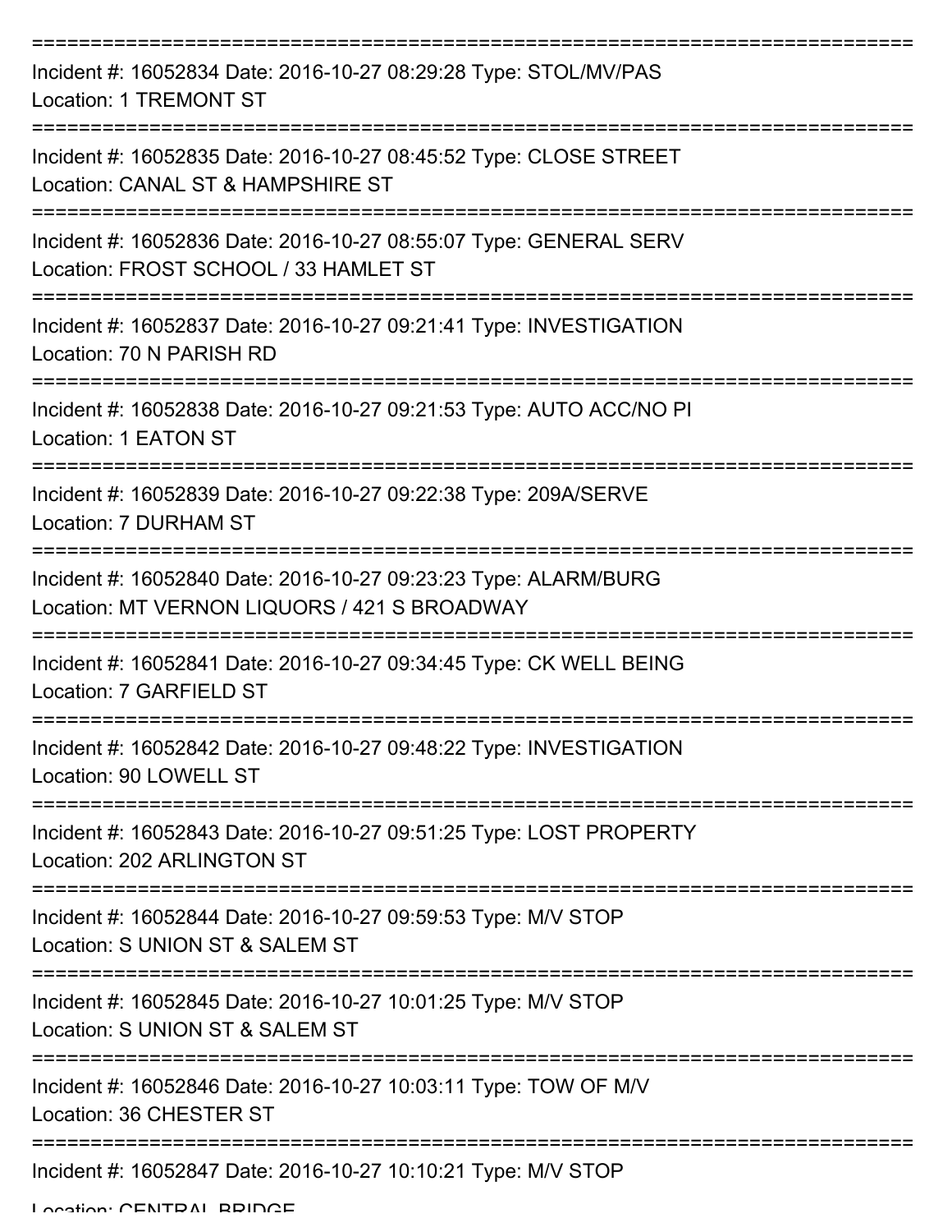===========================================================================

Incident #: 16052834 Date: 2016-10-27 08:29:28 Type: STOL/MV/PAS
Location: 1 TREMONT ST

===========================================================================

Incident #: 16052835 Date: 2016-10-27 08:45:52 Type: CLOSE STREET
Location: CANAL ST & HAMPSHIRE ST

===========================================================================

Incident #: 16052836 Date: 2016-10-27 08:55:07 Type: GENERAL SERV
Location: FROST SCHOOL / 33 HAMLET ST

===========================================================================

Incident #: 16052837 Date: 2016-10-27 09:21:41 Type: INVESTIGATION
Location: 70 N PARISH RD

===========================================================================

Incident #: 16052838 Date: 2016-10-27 09:21:53 Type: AUTO ACC/NO PI
Location: 1 EATON ST

===========================================================================

Incident #: 16052839 Date: 2016-10-27 09:22:38 Type: 209A/SERVE
Location: 7 DURHAM ST

===========================================================================

Incident #: 16052840 Date: 2016-10-27 09:23:23 Type: ALARM/BURG
Location: MT VERNON LIQUORS / 421 S BROADWAY

===========================================================================

Incident #: 16052841 Date: 2016-10-27 09:34:45 Type: CK WELL BEING
Location: 7 GARFIELD ST

===========================================================================

Incident #: 16052842 Date: 2016-10-27 09:48:22 Type: INVESTIGATION
Location: 90 LOWELL ST

===========================================================================

Incident #: 16052843 Date: 2016-10-27 09:51:25 Type: LOST PROPERTY
Location: 202 ARLINGTON ST

===========================================================================

Incident #: 16052844 Date: 2016-10-27 09:59:53 Type: M/V STOP
Location: S UNION ST & SALEM ST

===========================================================================

Incident #: 16052845 Date: 2016-10-27 10:01:25 Type: M/V STOP
Location: S UNION ST & SALEM ST

===========================================================================

Incident #: 16052846 Date: 2016-10-27 10:03:11 Type: TOW OF M/V
Location: 36 CHESTER ST

===========================================================================

Incident #: 16052847 Date: 2016-10-27 10:10:21 Type: M/V STOP
Location: CENTRAL BRIDGE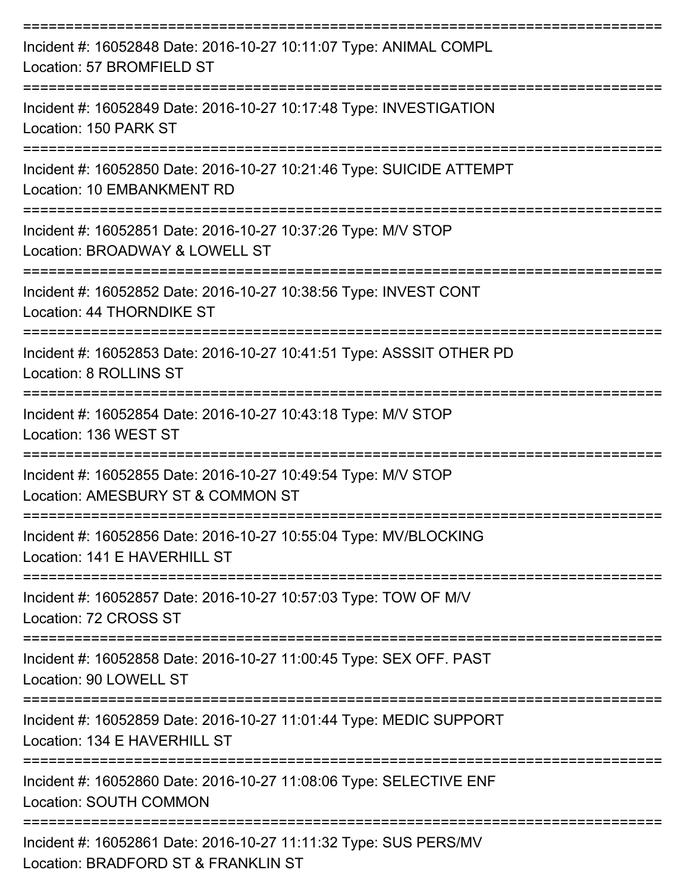===========================================================================

Incident #: 16052848 Date: 2016-10-27 10:11:07 Type: ANIMAL COMPL
Location: 57 BROMFIELD ST

===========================================================================

Incident #: 16052849 Date: 2016-10-27 10:17:48 Type: INVESTIGATION
Location: 150 PARK ST

===========================================================================

Incident #: 16052850 Date: 2016-10-27 10:21:46 Type: SUICIDE ATTEMPT
Location: 10 EMBANKMENT RD

===========================================================================

Incident #: 16052851 Date: 2016-10-27 10:37:26 Type: M/V STOP
Location: BROADWAY & LOWELL ST

===========================================================================

Incident #: 16052852 Date: 2016-10-27 10:38:56 Type: INVEST CONT
Location: 44 THORNDIKE ST

===========================================================================

Incident #: 16052853 Date: 2016-10-27 10:41:51 Type: ASSSIT OTHER PD
Location: 8 ROLLINS ST

===========================================================================

Incident #: 16052854 Date: 2016-10-27 10:43:18 Type: M/V STOP
Location: 136 WEST ST

===========================================================================

Incident #: 16052855 Date: 2016-10-27 10:49:54 Type: M/V STOP
Location: AMESBURY ST & COMMON ST

===========================================================================

Incident #: 16052856 Date: 2016-10-27 10:55:04 Type: MV/BLOCKING
Location: 141 E HAVERHILL ST

===========================================================================

Incident #: 16052857 Date: 2016-10-27 10:57:03 Type: TOW OF M/V
Location: 72 CROSS ST

===========================================================================

Incident #: 16052858 Date: 2016-10-27 11:00:45 Type: SEX OFF. PAST
Location: 90 LOWELL ST

===========================================================================

Incident #: 16052859 Date: 2016-10-27 11:01:44 Type: MEDIC SUPPORT
Location: 134 E HAVERHILL ST

===========================================================================

Incident #: 16052860 Date: 2016-10-27 11:08:06 Type: SELECTIVE ENF
Location: SOUTH COMMON

===========================================================================

Incident #: 16052861 Date: 2016-10-27 11:11:32 Type: SUS PERS/MV
Location: BRADFORD ST & FRANKLIN ST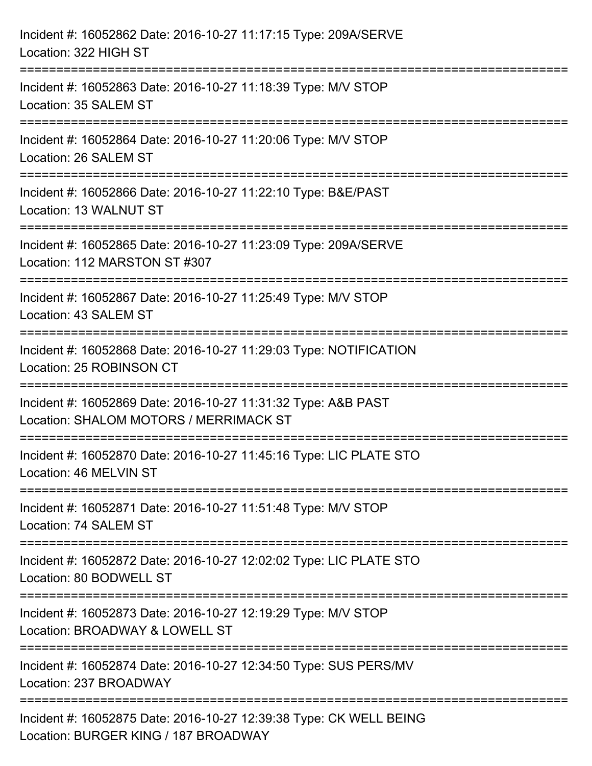Incident #: 16052862 Date: 2016-10-27 11:17:15 Type: 209A/SERVE
Location: 322 HIGH ST

===========================================================================

Incident #: 16052863 Date: 2016-10-27 11:18:39 Type: M/V STOP
Location: 35 SALEM ST

===========================================================================

Incident #: 16052864 Date: 2016-10-27 11:20:06 Type: M/V STOP
Location: 26 SALEM ST

===========================================================================

Incident #: 16052866 Date: 2016-10-27 11:22:10 Type: B&E/PAST
Location: 13 WALNUT ST

===========================================================================

Incident #: 16052865 Date: 2016-10-27 11:23:09 Type: 209A/SERVE
Location: 112 MARSTON ST #307

===========================================================================

Incident #: 16052867 Date: 2016-10-27 11:25:49 Type: M/V STOP
Location: 43 SALEM ST

===========================================================================

Incident #: 16052868 Date: 2016-10-27 11:29:03 Type: NOTIFICATION
Location: 25 ROBINSON CT

===========================================================================

Incident #: 16052869 Date: 2016-10-27 11:31:32 Type: A&B PAST
Location: SHALOM MOTORS / MERRIMACK ST

===========================================================================

Incident #: 16052870 Date: 2016-10-27 11:45:16 Type: LIC PLATE STO
Location: 46 MELVIN ST

===========================================================================

Incident #: 16052871 Date: 2016-10-27 11:51:48 Type: M/V STOP
Location: 74 SALEM ST

===========================================================================

Incident #: 16052872 Date: 2016-10-27 12:02:02 Type: LIC PLATE STO
Location: 80 BODWELL ST

===========================================================================

Incident #: 16052873 Date: 2016-10-27 12:19:29 Type: M/V STOP
Location: BROADWAY & LOWELL ST

===========================================================================

Incident #: 16052874 Date: 2016-10-27 12:34:50 Type: SUS PERS/MV
Location: 237 BROADWAY

===========================================================================

Incident #: 16052875 Date: 2016-10-27 12:39:38 Type: CK WELL BEING
Location: BURGER KING / 187 BROADWAY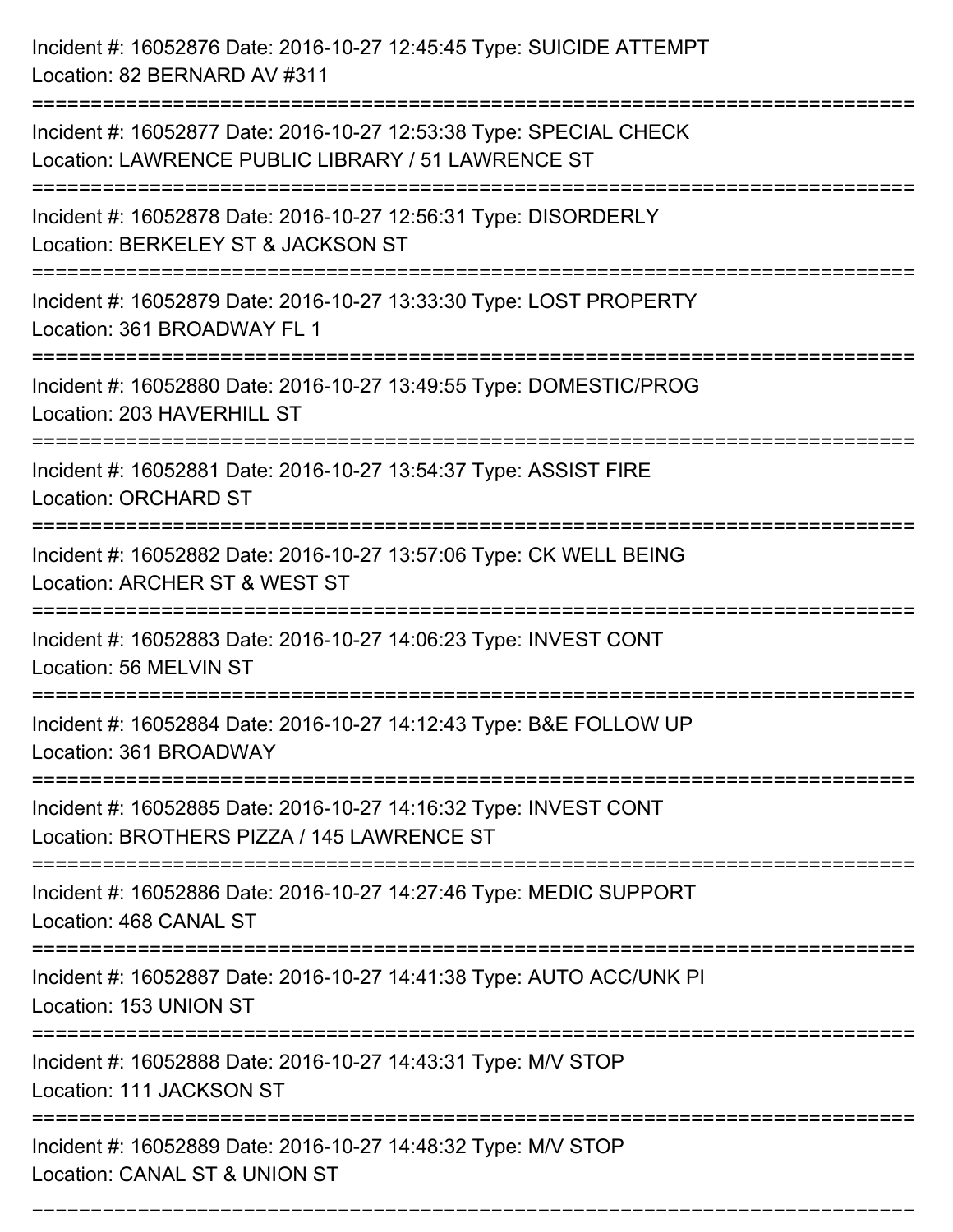Incident #: 16052876 Date: 2016-10-27 12:45:45 Type: SUICIDE ATTEMPT
Location: 82 BERNARD AV #311

===========================================================================

Incident #: 16052877 Date: 2016-10-27 12:53:38 Type: SPECIAL CHECK
Location: LAWRENCE PUBLIC LIBRARY / 51 LAWRENCE ST

===========================================================================

Incident #: 16052878 Date: 2016-10-27 12:56:31 Type: DISORDERLY
Location: BERKELEY ST & JACKSON ST

===========================================================================

Incident #: 16052879 Date: 2016-10-27 13:33:30 Type: LOST PROPERTY
Location: 361 BROADWAY FL 1

===========================================================================

Incident #: 16052880 Date: 2016-10-27 13:49:55 Type: DOMESTIC/PROG
Location: 203 HAVERHILL ST

===========================================================================

Incident #: 16052881 Date: 2016-10-27 13:54:37 Type: ASSIST FIRE
Location: ORCHARD ST

===========================================================================

Incident #: 16052882 Date: 2016-10-27 13:57:06 Type: CK WELL BEING
Location: ARCHER ST & WEST ST

===========================================================================

Incident #: 16052883 Date: 2016-10-27 14:06:23 Type: INVEST CONT
Location: 56 MELVIN ST

===========================================================================

Incident #: 16052884 Date: 2016-10-27 14:12:43 Type: B&E FOLLOW UP
Location: 361 BROADWAY

===========================================================================

Incident #: 16052885 Date: 2016-10-27 14:16:32 Type: INVEST CONT
Location: BROTHERS PIZZA / 145 LAWRENCE ST

===========================================================================

Incident #: 16052886 Date: 2016-10-27 14:27:46 Type: MEDIC SUPPORT
Location: 468 CANAL ST

===========================================================================

Incident #: 16052887 Date: 2016-10-27 14:41:38 Type: AUTO ACC/UNK PI
Location: 153 UNION ST

===========================================================================

Incident #: 16052888 Date: 2016-10-27 14:43:31 Type: M/V STOP
Location: 111 JACKSON ST

===========================================================================

Incident #: 16052889 Date: 2016-10-27 14:48:32 Type: M/V STOP
Location: CANAL ST & UNION ST

===========================================================================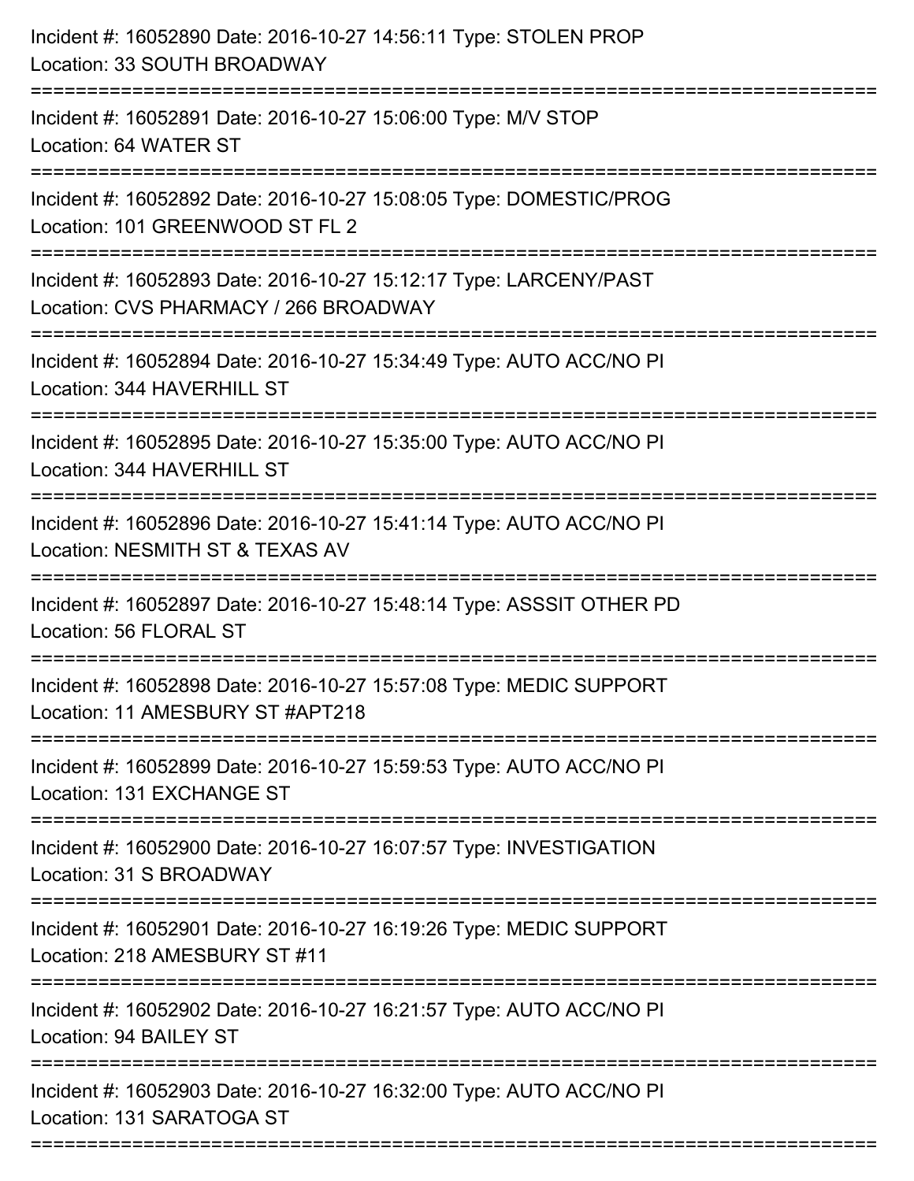Incident #: 16052890 Date: 2016-10-27 14:56:11 Type: STOLEN PROP
Location: 33 SOUTH BROADWAY

===========================================================================

Incident #: 16052891 Date: 2016-10-27 15:06:00 Type: M/V STOP
Location: 64 WATER ST

===========================================================================

Incident #: 16052892 Date: 2016-10-27 15:08:05 Type: DOMESTIC/PROG
Location: 101 GREENWOOD ST FL 2

===========================================================================

Incident #: 16052893 Date: 2016-10-27 15:12:17 Type: LARCENY/PAST
Location: CVS PHARMACY / 266 BROADWAY

===========================================================================

Incident #: 16052894 Date: 2016-10-27 15:34:49 Type: AUTO ACC/NO PI
Location: 344 HAVERHILL ST

===========================================================================

Incident #: 16052895 Date: 2016-10-27 15:35:00 Type: AUTO ACC/NO PI
Location: 344 HAVERHILL ST

===========================================================================

Incident #: 16052896 Date: 2016-10-27 15:41:14 Type: AUTO ACC/NO PI
Location: NESMITH ST & TEXAS AV

===========================================================================

Incident #: 16052897 Date: 2016-10-27 15:48:14 Type: ASSSIT OTHER PD
Location: 56 FLORAL ST

===========================================================================

Incident #: 16052898 Date: 2016-10-27 15:57:08 Type: MEDIC SUPPORT
Location: 11 AMESBURY ST #APT218

===========================================================================

Incident #: 16052899 Date: 2016-10-27 15:59:53 Type: AUTO ACC/NO PI
Location: 131 EXCHANGE ST

===========================================================================

Incident #: 16052900 Date: 2016-10-27 16:07:57 Type: INVESTIGATION
Location: 31 S BROADWAY

===========================================================================

Incident #: 16052901 Date: 2016-10-27 16:19:26 Type: MEDIC SUPPORT
Location: 218 AMESBURY ST #11

===========================================================================

Incident #: 16052902 Date: 2016-10-27 16:21:57 Type: AUTO ACC/NO PI
Location: 94 BAILEY ST

===========================================================================

Incident #: 16052903 Date: 2016-10-27 16:32:00 Type: AUTO ACC/NO PI
Location: 131 SARATOGA ST

===========================================================================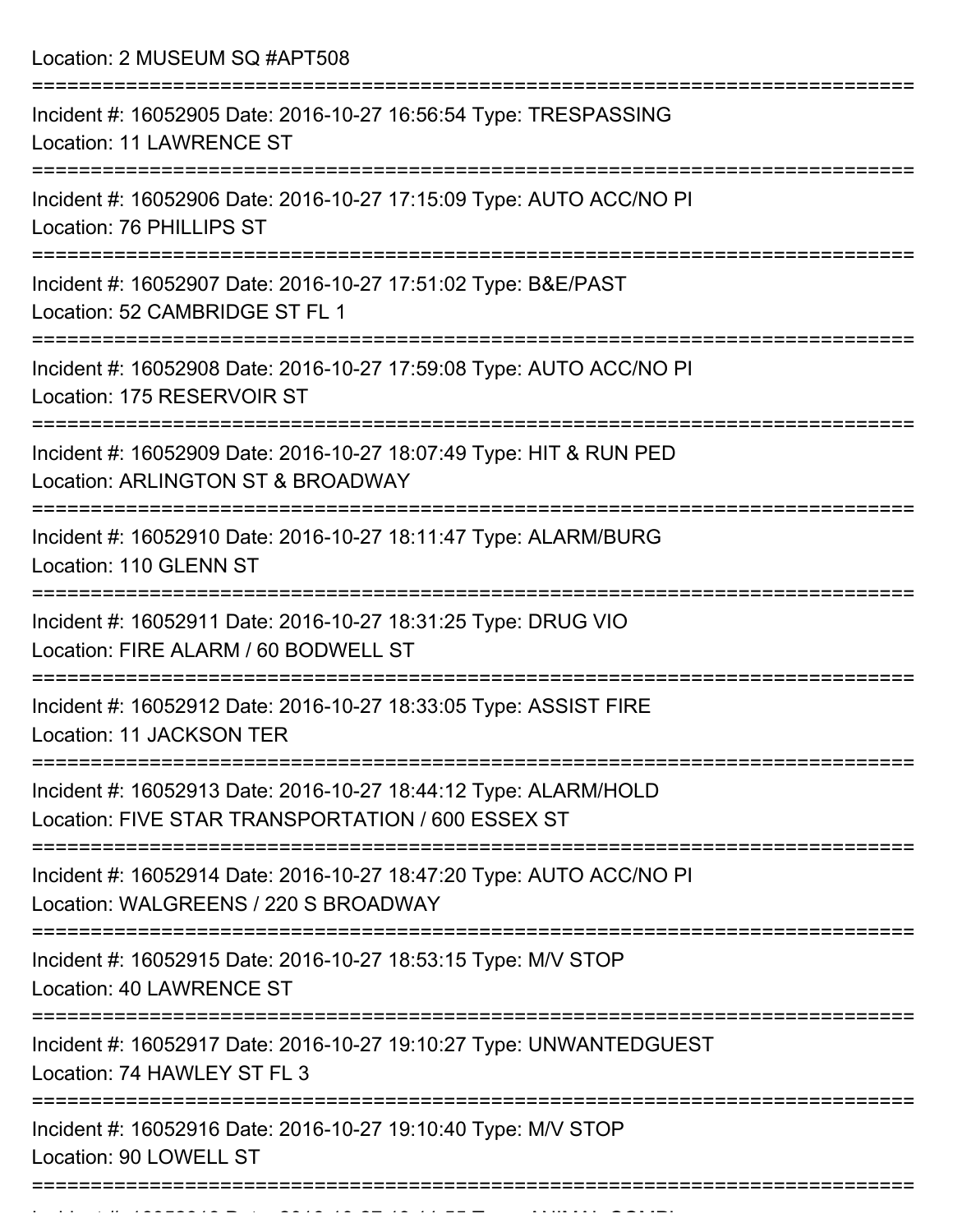Location: 2 MUSEUM SQ #APT508

===========================================================================

Incident #: 16052905 Date: 2016-10-27 16:56:54 Type: TRESPASSING

Location: 11 LAWRENCE ST

===========================================================================

Incident #: 16052906 Date: 2016-10-27 17:15:09 Type: AUTO ACC/NO PI

Location: 76 PHILLIPS ST

===========================================================================

Incident #: 16052907 Date: 2016-10-27 17:51:02 Type: B&E/PAST

Location: 52 CAMBRIDGE ST FL 1

===========================================================================

Incident #: 16052908 Date: 2016-10-27 17:59:08 Type: AUTO ACC/NO PI

Location: 175 RESERVOIR ST

===========================================================================

Incident #: 16052909 Date: 2016-10-27 18:07:49 Type: HIT & RUN PED

Location: ARLINGTON ST & BROADWAY

===========================================================================

Incident #: 16052910 Date: 2016-10-27 18:11:47 Type: ALARM/BURG

Location: 110 GLENN ST

===========================================================================

Incident #: 16052911 Date: 2016-10-27 18:31:25 Type: DRUG VIO

Location: FIRE ALARM / 60 BODWELL ST

===========================================================================

Incident #: 16052912 Date: 2016-10-27 18:33:05 Type: ASSIST FIRE

Location: 11 JACKSON TER

===========================================================================

Incident #: 16052913 Date: 2016-10-27 18:44:12 Type: ALARM/HOLD

Location: FIVE STAR TRANSPORTATION / 600 ESSEX ST

===========================================================================

Incident #: 16052914 Date: 2016-10-27 18:47:20 Type: AUTO ACC/NO PI

Location: WALGREENS / 220 S BROADWAY

===========================================================================

Incident #: 16052915 Date: 2016-10-27 18:53:15 Type: M/V STOP

Location: 40 LAWRENCE ST

===========================================================================

Incident #: 16052917 Date: 2016-10-27 19:10:27 Type: UNWANTEDGUEST

Location: 74 HAWLEY ST FL 3

===========================================================================

Incident #: 16052916 Date: 2016-10-27 19:10:40 Type: M/V STOP

Location: 90 LOWELL ST

===========================================================================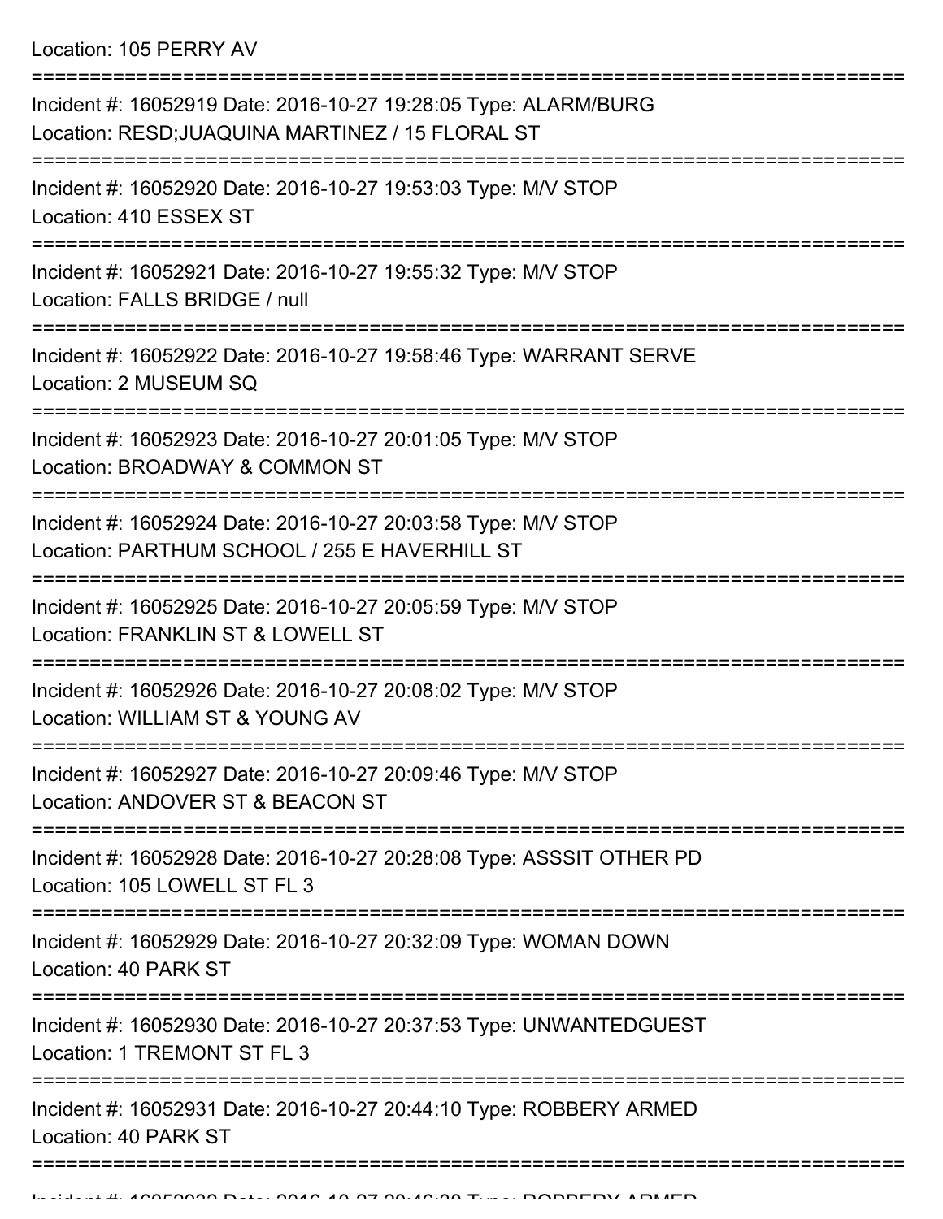Location: 105 PERRY AV

===========================================================================

Incident #: 16052919 Date: 2016-10-27 19:28:05 Type: ALARM/BURG
Location: RESD;JUAQUINA MARTINEZ / 15 FLORAL ST

===========================================================================

Incident #: 16052920 Date: 2016-10-27 19:53:03 Type: M/V STOP
Location: 410 ESSEX ST

===========================================================================

Incident #: 16052921 Date: 2016-10-27 19:55:32 Type: M/V STOP
Location: FALLS BRIDGE / null

===========================================================================

Incident #: 16052922 Date: 2016-10-27 19:58:46 Type: WARRANT SERVE
Location: 2 MUSEUM SQ

===========================================================================

Incident #: 16052923 Date: 2016-10-27 20:01:05 Type: M/V STOP
Location: BROADWAY & COMMON ST

===========================================================================

Incident #: 16052924 Date: 2016-10-27 20:03:58 Type: M/V STOP
Location: PARTHUM SCHOOL / 255 E HAVERHILL ST

===========================================================================

Incident #: 16052925 Date: 2016-10-27 20:05:59 Type: M/V STOP
Location: FRANKLIN ST & LOWELL ST

===========================================================================

Incident #: 16052926 Date: 2016-10-27 20:08:02 Type: M/V STOP
Location: WILLIAM ST & YOUNG AV

===========================================================================

Incident #: 16052927 Date: 2016-10-27 20:09:46 Type: M/V STOP
Location: ANDOVER ST & BEACON ST

===========================================================================

Incident #: 16052928 Date: 2016-10-27 20:28:08 Type: ASSSIT OTHER PD
Location: 105 LOWELL ST FL 3

===========================================================================

Incident #: 16052929 Date: 2016-10-27 20:32:09 Type: WOMAN DOWN
Location: 40 PARK ST

===========================================================================

Incident #: 16052930 Date: 2016-10-27 20:37:53 Type: UNWANTEDGUEST
Location: 1 TREMONT ST FL 3

===========================================================================

Incident #: 16052931 Date: 2016-10-27 20:44:10 Type: ROBBERY ARMED
Location: 40 PARK ST

===========================================================================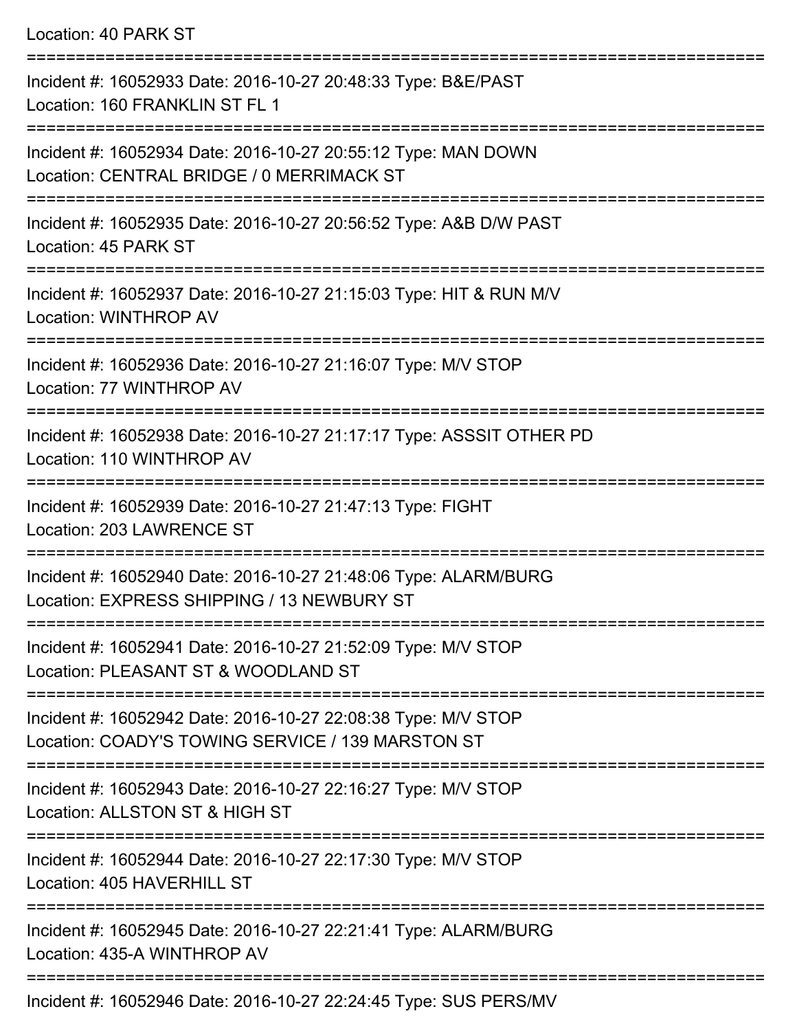Location: 40 PARK ST

===========================================================================

Incident #: 16052933 Date: 2016-10-27 20:48:33 Type: B&E/PAST
Location: 160 FRANKLIN ST FL 1

===========================================================================

Incident #: 16052934 Date: 2016-10-27 20:55:12 Type: MAN DOWN
Location: CENTRAL BRIDGE / 0 MERRIMACK ST

===========================================================================

Incident #: 16052935 Date: 2016-10-27 20:56:52 Type: A&B D/W PAST
Location: 45 PARK ST

===========================================================================

Incident #: 16052937 Date: 2016-10-27 21:15:03 Type: HIT & RUN M/V
Location: WINTHROP AV

===========================================================================

Incident #: 16052936 Date: 2016-10-27 21:16:07 Type: M/V STOP
Location: 77 WINTHROP AV

===========================================================================

Incident #: 16052938 Date: 2016-10-27 21:17:17 Type: ASSSIT OTHER PD
Location: 110 WINTHROP AV

===========================================================================

Incident #: 16052939 Date: 2016-10-27 21:47:13 Type: FIGHT
Location: 203 LAWRENCE ST

===========================================================================

Incident #: 16052940 Date: 2016-10-27 21:48:06 Type: ALARM/BURG
Location: EXPRESS SHIPPING / 13 NEWBURY ST

===========================================================================

Incident #: 16052941 Date: 2016-10-27 21:52:09 Type: M/V STOP
Location: PLEASANT ST & WOODLAND ST

===========================================================================

Incident #: 16052942 Date: 2016-10-27 22:08:38 Type: M/V STOP
Location: COADY'S TOWING SERVICE / 139 MARSTON ST

===========================================================================

Incident #: 16052943 Date: 2016-10-27 22:16:27 Type: M/V STOP
Location: ALLSTON ST & HIGH ST

===========================================================================

Incident #: 16052944 Date: 2016-10-27 22:17:30 Type: M/V STOP
Location: 405 HAVERHILL ST

===========================================================================

Incident #: 16052945 Date: 2016-10-27 22:21:41 Type: ALARM/BURG
Location: 435-A WINTHROP AV

===========================================================================

Incident #: 16052946 Date: 2016-10-27 22:24:45 Type: SUS PERS/MV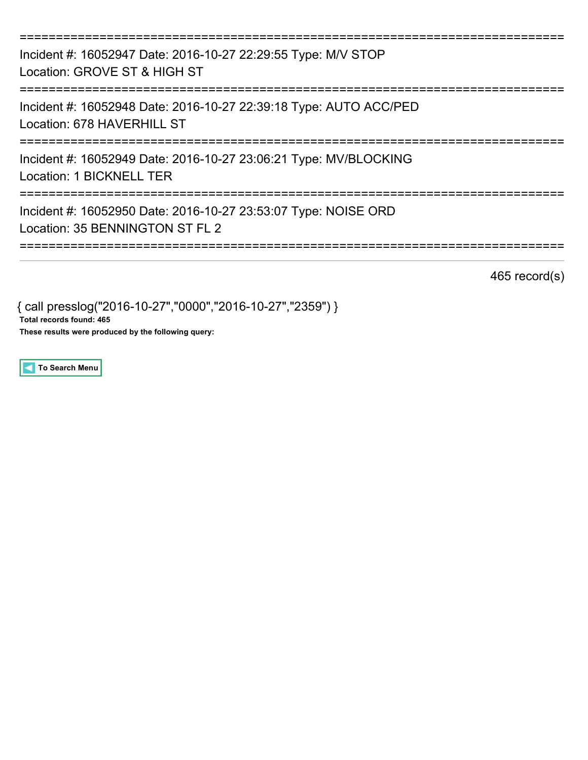===========================================================================

Incident #: 16052947 Date: 2016-10-27 22:29:55 Type: M/V STOP
Location: GROVE ST & HIGH ST

===========================================================================

Incident #: 16052948 Date: 2016-10-27 22:39:18 Type: AUTO ACC/PED
Location: 678 HAVERHILL ST

===========================================================================

Incident #: 16052949 Date: 2016-10-27 23:06:21 Type: MV/BLOCKING
Location: 1 BICKNELL TER

===========================================================================

Incident #: 16052950 Date: 2016-10-27 23:53:07 Type: NOISE ORD
Location: 35 BENNINGTON ST FL 2

===========================================================================

465 record(s)

{ call presslog("2016-10-27","0000","2016-10-27","2359") }

**Total records found: 465**

**These results were produced by the following query:**

**To Search Menu**